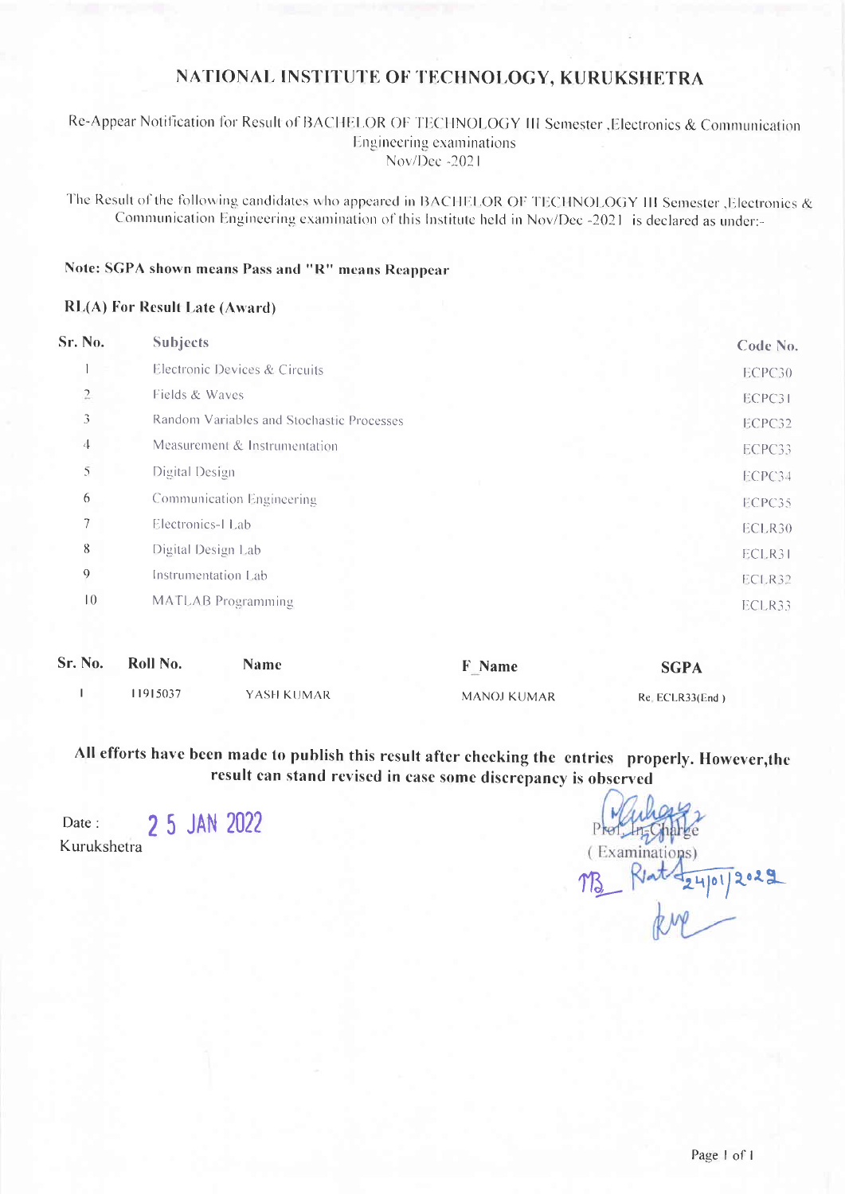# NATIONAL INSTITUTE OF TECHNOLOGY, KURUKSHETRA

Re-Appear Notification for Result of BACHELOR OF TECHNOLOGY III Semester ,Electronics & Communication Engineering examinations
Nov/Dec -2021

The Result of the following candidates who appeared in BACHELOR OF TECHNOLOGY III Semester ,Electronics & Communication Engineering examination of this Institute held in Nov/Dec -2021 is declared as under:-

**Note: SGPA shown means Pass and "R" means Reappear**

**RL(A) For Result Late (Award)**

| Sr. No. | Subjects | Code No. |
|---|---|---|
| 1 | Electronic Devices & Circuits | ECPC30 |
| 2 | Fields & Waves | ECPC31 |
| 3 | Random Variables and Stochastic Processes | ECPC32 |
| 4 | Measurement & Instrumentation | ECPC33 |
| 5 | Digital Design | ECPC34 |
| 6 | Communication Engineering | ECPC35 |
| 7 | Electronics-I Lab | ECLR30 |
| 8 | Digital Design Lab | ECLR31 |
| 9 | Instrumentation Lab | ECLR32 |
| 10 | MATLAB Programming | ECLR33 |

| Sr. No. | Roll No. | Name | F_Name | SGPA |
|---|---|---|---|---|
| 1 | 11915037 | YASH KUMAR | MANOJ KUMAR | Re. ECLR33(End ) |

**All efforts have been made to publish this result after checking the entries properly. However,the result can stand revised in case some discrepancy is observed**

Date : 25 JAN 2022
Kurukshetra

Prof. In-Charge
( Examinations)
24/01/2022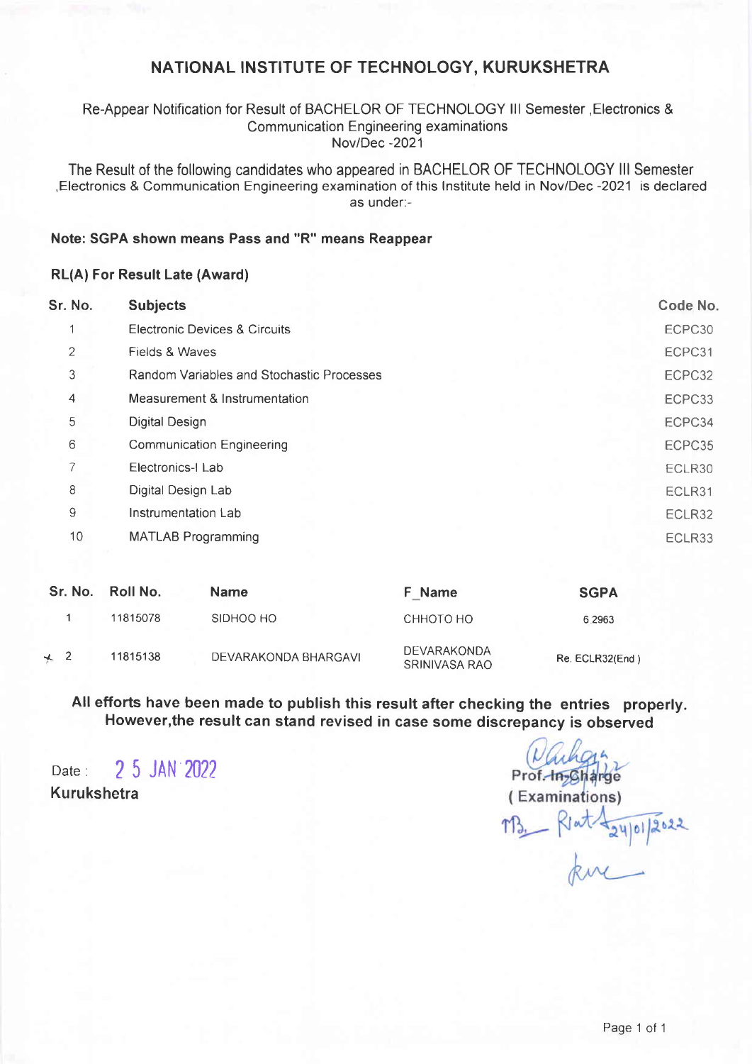# NATIONAL INSTITUTE OF TECHNOLOGY, KURUKSHETRA

Re-Appear Notification for Result of BACHELOR OF TECHNOLOGY III Semester ,Electronics & Communication Engineering examinations
Nov/Dec -2021

The Result of the following candidates who appeared in BACHELOR OF TECHNOLOGY III Semester ,Electronics & Communication Engineering examination of this Institute held in Nov/Dec -2021 is declared as under:-

**Note: SGPA shown means Pass and "R" means Reappear**

**RL(A) For Result Late (Award)**

| Sr. No. | Subjects | Code No. |
|---|---|---|
| 1 | Electronic Devices & Circuits | ECPC30 |
| 2 | Fields & Waves | ECPC31 |
| 3 | Random Variables and Stochastic Processes | ECPC32 |
| 4 | Measurement & Instrumentation | ECPC33 |
| 5 | Digital Design | ECPC34 |
| 6 | Communication Engineering | ECPC35 |
| 7 | Electronics-I Lab | ECLR30 |
| 8 | Digital Design Lab | ECLR31 |
| 9 | Instrumentation Lab | ECLR32 |
| 10 | MATLAB Programming | ECLR33 |

| Sr. No. | Roll No. | Name | F_Name | SGPA |
|---|---|---|---|---|
| 1 | 11815078 | SIDHOO HO | CHHOTO HO | 6 2963 |
| 2 | 11815138 | DEVARAKONDA BHARGAVI | DEVARAKONDA SRINIVASA RAO | Re. ECLR32(End ) |

**All efforts have been made to publish this result after checking the entries properly. However,the result can stand revised in case some discrepancy is observed**

Date : 25 JAN 2022
**Kurukshetra**

Prof.-In-Charge
(Examinations)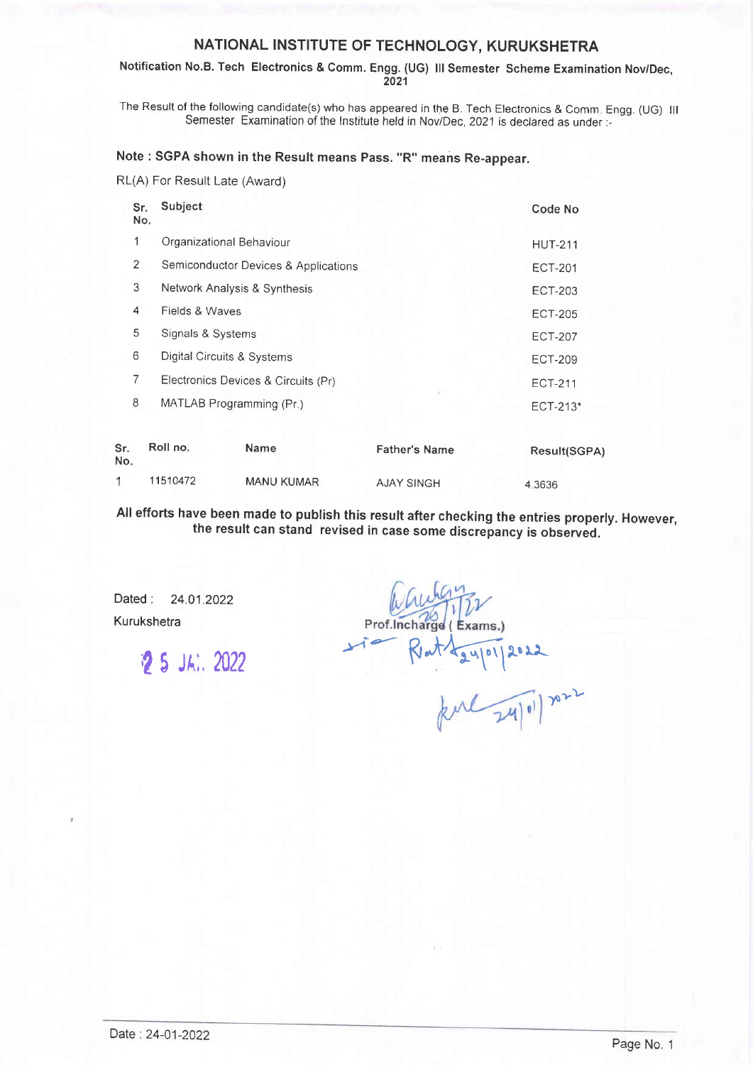# NATIONAL INSTITUTE OF TECHNOLOGY, KURUKSHETRA

**Notification No.B. Tech Electronics & Comm. Engg. (UG) III Semester Scheme Examination Nov/Dec, 2021**

The Result of the following candidate(s) who has appeared in the B. Tech Electronics & Comm. Engg. (UG) III Semester Examination of the Institute held in Nov/Dec, 2021 is declared as under :-

**Note : SGPA shown in the Result means Pass. "R" means Re-appear.**

RL(A) For Result Late (Award)

| Sr. No. | Subject | Code No |
|---|---|---|
| 1 | Organizational Behaviour | HUT-211 |
| 2 | Semiconductor Devices & Applications | ECT-201 |
| 3 | Network Analysis & Synthesis | ECT-203 |
| 4 | Fields & Waves | ECT-205 |
| 5 | Signals & Systems | ECT-207 |
| 6 | Digital Circuits & Systems | ECT-209 |
| 7 | Electronics Devices & Circuits (Pr) | ECT-211 |
| 8 | MATLAB Programming (Pr.) | ECT-213* |

| Sr. No. | Roll no. | Name | Father's Name | Result(SGPA) |
|---|---|---|---|---|
| 1 | 11510472 | MANU KUMAR | AJAY SINGH | 4.3636 |

**All efforts have been made to publish this result after checking the entries properly. However, the result can stand revised in case some discrepancy is observed.**

Dated : 24.01.2022

Kurukshetra

25 JAN 2022

Prof.Incharge ( Exams.)

Date : 24-01-2022